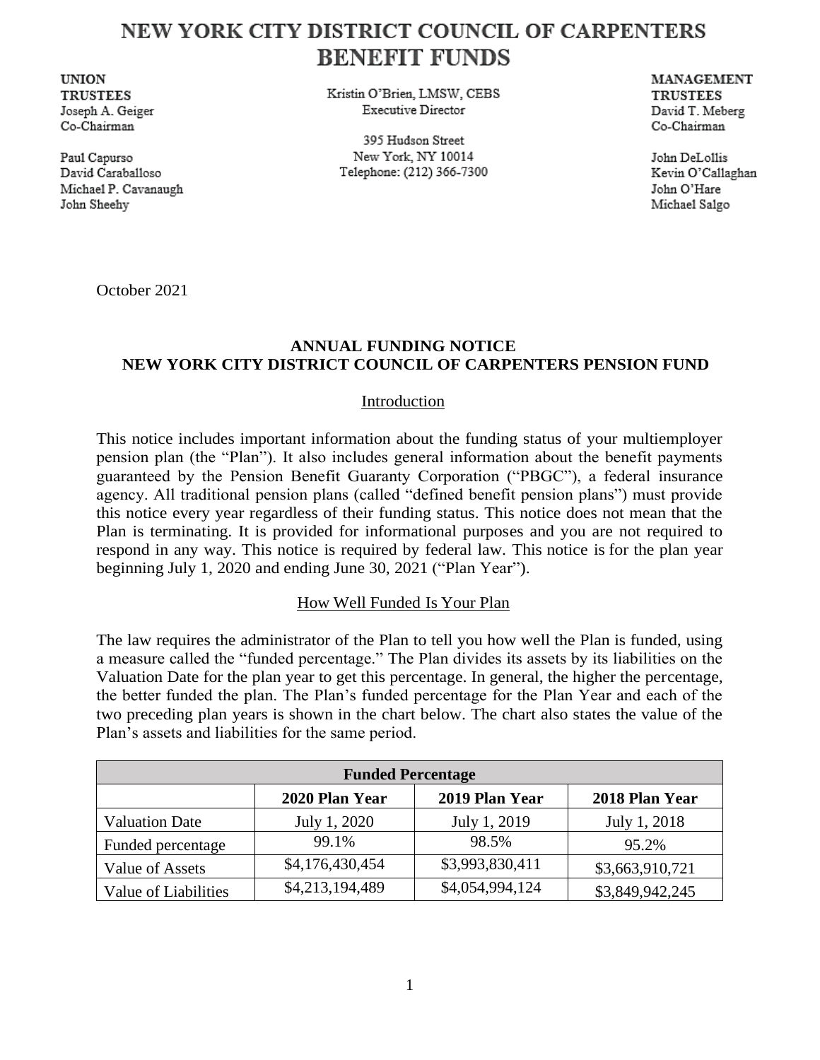# NEW YORK CITY DISTRICT COUNCIL OF CARPENTERS BENEFIT FUNDS

**UNION TRUSTEES**
Joseph A. Geiger
Co-Chairman

Paul Capurso
David Caraballoso
Michael P. Cavanaugh
John Sheehy

Kristin O'Brien, LMSW, CEBS
Executive Director

395 Hudson Street
New York, NY 10014
Telephone: (212) 366-7300

**MANAGEMENT TRUSTEES**
David T. Meberg
Co-Chairman

John DeLollis
Kevin O'Callaghan
John O'Hare
Michael Salgo

October 2021

## ANNUAL FUNDING NOTICE
## NEW YORK CITY DISTRICT COUNCIL OF CARPENTERS PENSION FUND

### Introduction

This notice includes important information about the funding status of your multiemployer pension plan (the "Plan"). It also includes general information about the benefit payments guaranteed by the Pension Benefit Guaranty Corporation ("PBGC"), a federal insurance agency. All traditional pension plans (called "defined benefit pension plans") must provide this notice every year regardless of their funding status. This notice does not mean that the Plan is terminating. It is provided for informational purposes and you are not required to respond in any way. This notice is required by federal law. This notice is for the plan year beginning July 1, 2020 and ending June 30, 2021 ("Plan Year").

### How Well Funded Is Your Plan

The law requires the administrator of the Plan to tell you how well the Plan is funded, using a measure called the "funded percentage." The Plan divides its assets by its liabilities on the Valuation Date for the plan year to get this percentage. In general, the higher the percentage, the better funded the plan. The Plan's funded percentage for the Plan Year and each of the two preceding plan years is shown in the chart below. The chart also states the value of the Plan's assets and liabilities for the same period.

| **Funded Percentage** | | | |
|---|---|---|---|
| | **2020 Plan Year** | **2019 Plan Year** | **2018 Plan Year** |
| Valuation Date | July 1, 2020 | July 1, 2019 | July 1, 2018 |
| Funded percentage | 99.1% | 98.5% | 95.2% |
| Value of Assets | $4,176,430,454 | $3,993,830,411 | $3,663,910,721 |
| Value of Liabilities | $4,213,194,489 | $4,054,994,124 | $3,849,942,245 |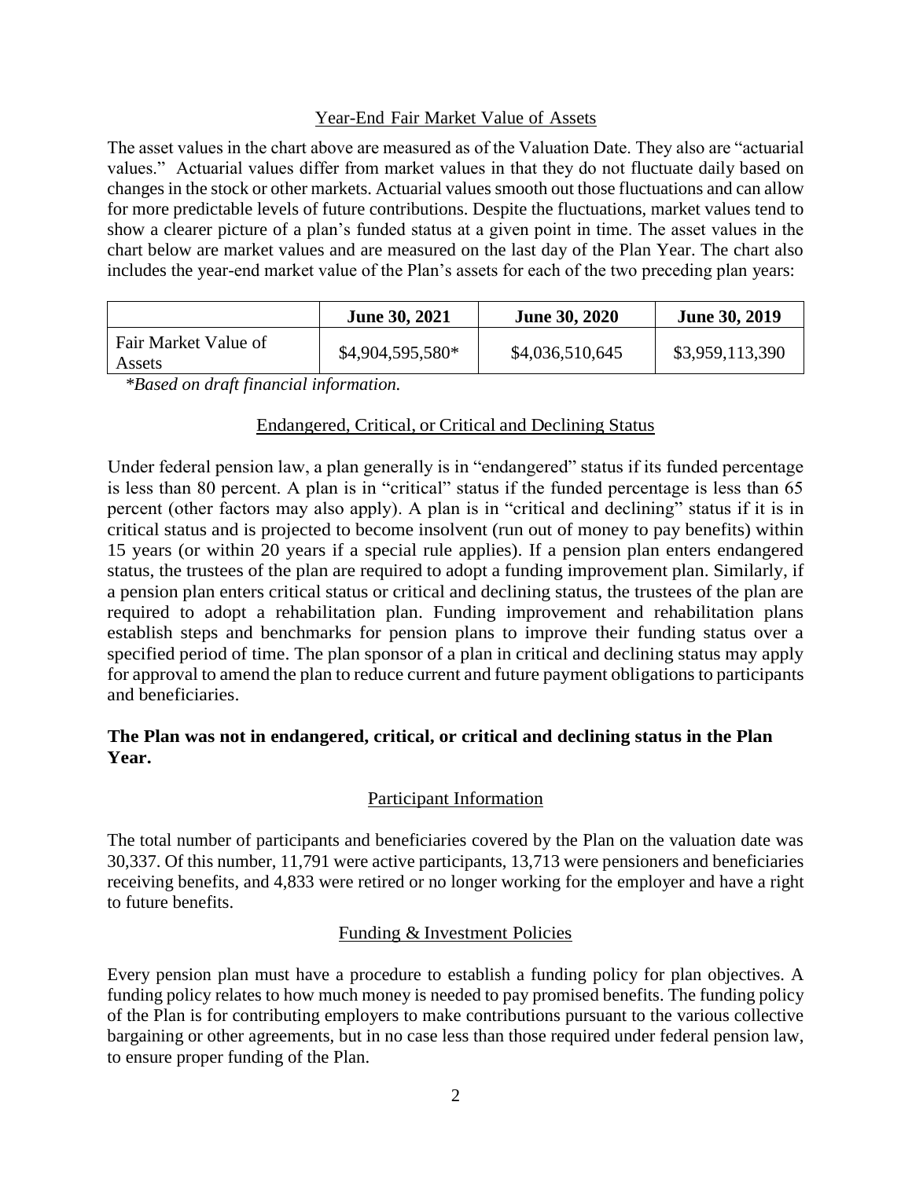## Year-End Fair Market Value of Assets

The asset values in the chart above are measured as of the Valuation Date. They also are "actuarial values." Actuarial values differ from market values in that they do not fluctuate daily based on changes in the stock or other markets. Actuarial values smooth out those fluctuations and can allow for more predictable levels of future contributions. Despite the fluctuations, market values tend to show a clearer picture of a plan's funded status at a given point in time. The asset values in the chart below are market values and are measured on the last day of the Plan Year. The chart also includes the year-end market value of the Plan's assets for each of the two preceding plan years:

| | **June 30, 2021** | **June 30, 2020** | **June 30, 2019** |
|---|---|---|---|
| Fair Market Value of Assets | $4,904,595,580* | $4,036,510,645 | $3,959,113,390 |

*\*Based on draft financial information.*

## Endangered, Critical, or Critical and Declining Status

Under federal pension law, a plan generally is in "endangered" status if its funded percentage is less than 80 percent. A plan is in "critical" status if the funded percentage is less than 65 percent (other factors may also apply). A plan is in "critical and declining" status if it is in critical status and is projected to become insolvent (run out of money to pay benefits) within 15 years (or within 20 years if a special rule applies). If a pension plan enters endangered status, the trustees of the plan are required to adopt a funding improvement plan. Similarly, if a pension plan enters critical status or critical and declining status, the trustees of the plan are required to adopt a rehabilitation plan. Funding improvement and rehabilitation plans establish steps and benchmarks for pension plans to improve their funding status over a specified period of time. The plan sponsor of a plan in critical and declining status may apply for approval to amend the plan to reduce current and future payment obligations to participants and beneficiaries.

**The Plan was not in endangered, critical, or critical and declining status in the Plan Year.**

## Participant Information

The total number of participants and beneficiaries covered by the Plan on the valuation date was 30,337. Of this number, 11,791 were active participants, 13,713 were pensioners and beneficiaries receiving benefits, and 4,833 were retired or no longer working for the employer and have a right to future benefits.

## Funding & Investment Policies

Every pension plan must have a procedure to establish a funding policy for plan objectives. A funding policy relates to how much money is needed to pay promised benefits. The funding policy of the Plan is for contributing employers to make contributions pursuant to the various collective bargaining or other agreements, but in no case less than those required under federal pension law, to ensure proper funding of the Plan.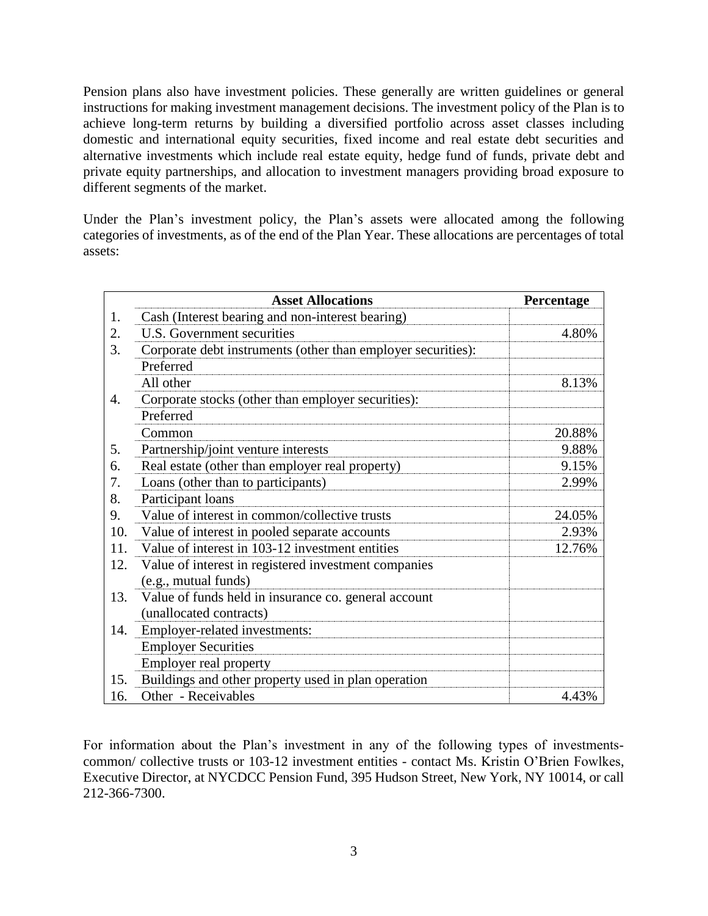Pension plans also have investment policies. These generally are written guidelines or general instructions for making investment management decisions. The investment policy of the Plan is to achieve long-term returns by building a diversified portfolio across asset classes including domestic and international equity securities, fixed income and real estate debt securities and alternative investments which include real estate equity, hedge fund of funds, private debt and private equity partnerships, and allocation to investment managers providing broad exposure to different segments of the market.

Under the Plan's investment policy, the Plan's assets were allocated among the following categories of investments, as of the end of the Plan Year. These allocations are percentages of total assets:

| | Asset Allocations | Percentage |
|---|---|---|
| 1. | Cash (Interest bearing and non-interest bearing) | |
| 2. | U.S. Government securities | 4.80% |
| 3. | Corporate debt instruments (other than employer securities): | |
| | Preferred | |
| | All other | 8.13% |
| 4. | Corporate stocks (other than employer securities): | |
| | Preferred | |
| | Common | 20.88% |
| 5. | Partnership/joint venture interests | 9.88% |
| 6. | Real estate (other than employer real property) | 9.15% |
| 7. | Loans (other than to participants) | 2.99% |
| 8. | Participant loans | |
| 9. | Value of interest in common/collective trusts | 24.05% |
| 10. | Value of interest in pooled separate accounts | 2.93% |
| 11. | Value of interest in 103-12 investment entities | 12.76% |
| 12. | Value of interest in registered investment companies (e.g., mutual funds) | |
| 13. | Value of funds held in insurance co. general account (unallocated contracts) | |
| 14. | Employer-related investments: | |
| | Employer Securities | |
| | Employer real property | |
| 15. | Buildings and other property used in plan operation | |
| 16. | Other - Receivables | 4.43% |

For information about the Plan's investment in any of the following types of investments- common/ collective trusts or 103-12 investment entities - contact Ms. Kristin O'Brien Fowlkes, Executive Director, at NYCDCC Pension Fund, 395 Hudson Street, New York, NY 10014, or call 212-366-7300.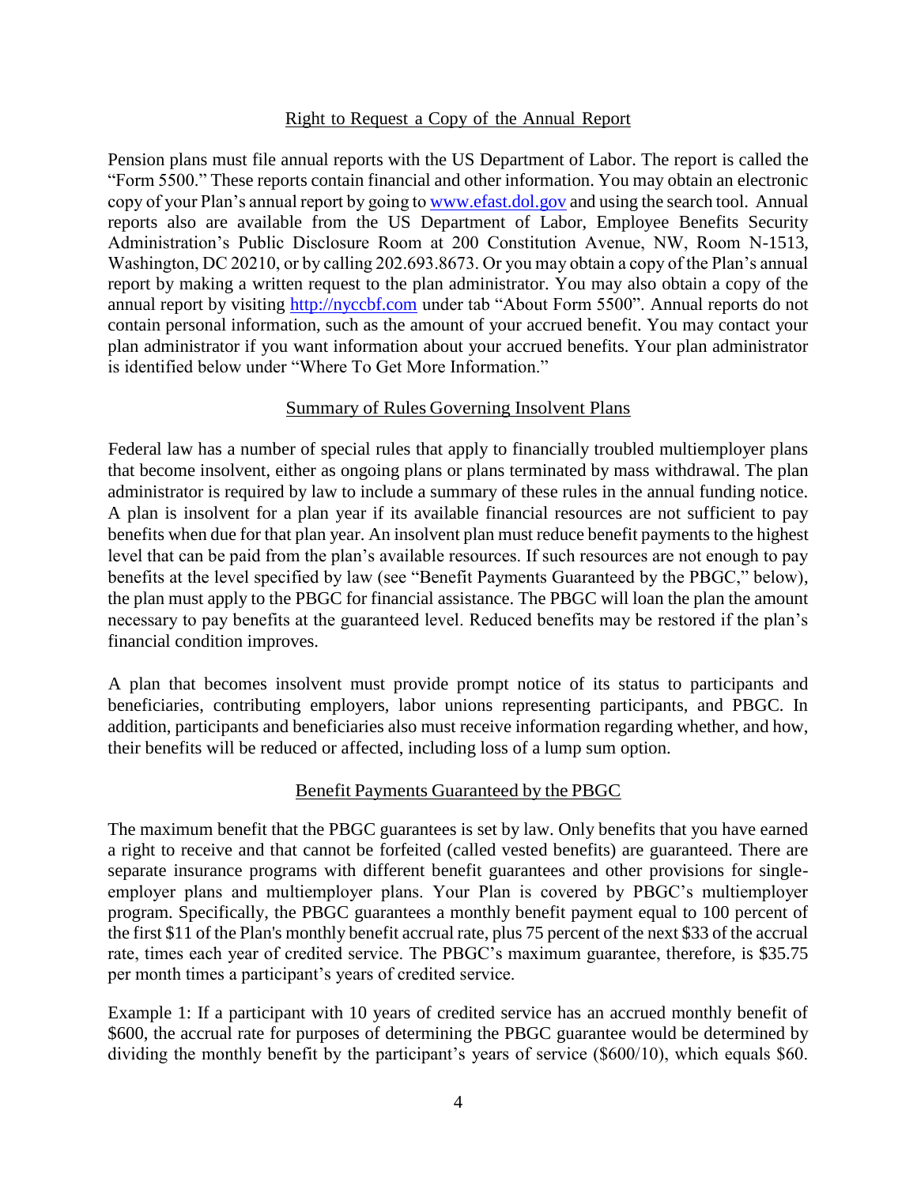## Right to Request a Copy of the Annual Report

Pension plans must file annual reports with the US Department of Labor. The report is called the "Form 5500." These reports contain financial and other information. You may obtain an electronic copy of your Plan's annual report by going to www.efast.dol.gov and using the search tool. Annual reports also are available from the US Department of Labor, Employee Benefits Security Administration's Public Disclosure Room at 200 Constitution Avenue, NW, Room N-1513, Washington, DC 20210, or by calling 202.693.8673. Or you may obtain a copy of the Plan's annual report by making a written request to the plan administrator. You may also obtain a copy of the annual report by visiting http://nyccbf.com under tab "About Form 5500". Annual reports do not contain personal information, such as the amount of your accrued benefit. You may contact your plan administrator if you want information about your accrued benefits. Your plan administrator is identified below under "Where To Get More Information."

## Summary of Rules Governing Insolvent Plans

Federal law has a number of special rules that apply to financially troubled multiemployer plans that become insolvent, either as ongoing plans or plans terminated by mass withdrawal. The plan administrator is required by law to include a summary of these rules in the annual funding notice. A plan is insolvent for a plan year if its available financial resources are not sufficient to pay benefits when due for that plan year. An insolvent plan must reduce benefit payments to the highest level that can be paid from the plan's available resources. If such resources are not enough to pay benefits at the level specified by law (see "Benefit Payments Guaranteed by the PBGC," below), the plan must apply to the PBGC for financial assistance. The PBGC will loan the plan the amount necessary to pay benefits at the guaranteed level. Reduced benefits may be restored if the plan's financial condition improves.

A plan that becomes insolvent must provide prompt notice of its status to participants and beneficiaries, contributing employers, labor unions representing participants, and PBGC. In addition, participants and beneficiaries also must receive information regarding whether, and how, their benefits will be reduced or affected, including loss of a lump sum option.

## Benefit Payments Guaranteed by the PBGC

The maximum benefit that the PBGC guarantees is set by law. Only benefits that you have earned a right to receive and that cannot be forfeited (called vested benefits) are guaranteed. There are separate insurance programs with different benefit guarantees and other provisions for single-employer plans and multiemployer plans. Your Plan is covered by PBGC's multiemployer program. Specifically, the PBGC guarantees a monthly benefit payment equal to 100 percent of the first $11 of the Plan's monthly benefit accrual rate, plus 75 percent of the next $33 of the accrual rate, times each year of credited service. The PBGC's maximum guarantee, therefore, is $35.75 per month times a participant's years of credited service.

Example 1: If a participant with 10 years of credited service has an accrued monthly benefit of $600, the accrual rate for purposes of determining the PBGC guarantee would be determined by dividing the monthly benefit by the participant's years of service ($600/10), which equals $60.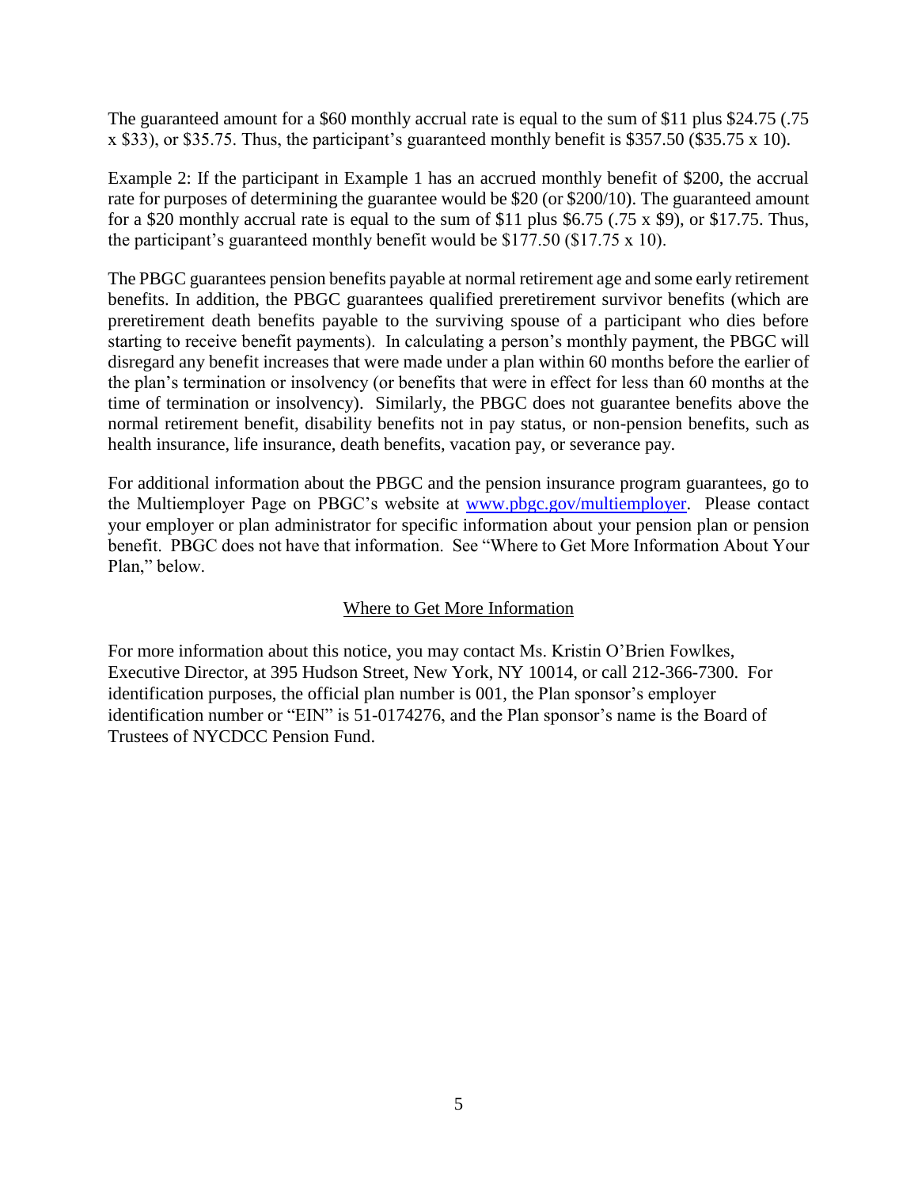The guaranteed amount for a $60 monthly accrual rate is equal to the sum of $11 plus $24.75 (.75 x $33), or $35.75. Thus, the participant's guaranteed monthly benefit is $357.50 ($35.75 x 10).

Example 2: If the participant in Example 1 has an accrued monthly benefit of $200, the accrual rate for purposes of determining the guarantee would be $20 (or $200/10). The guaranteed amount for a $20 monthly accrual rate is equal to the sum of $11 plus $6.75 (.75 x $9), or $17.75. Thus, the participant's guaranteed monthly benefit would be $177.50 ($17.75 x 10).

The PBGC guarantees pension benefits payable at normal retirement age and some early retirement benefits. In addition, the PBGC guarantees qualified preretirement survivor benefits (which are preretirement death benefits payable to the surviving spouse of a participant who dies before starting to receive benefit payments). In calculating a person's monthly payment, the PBGC will disregard any benefit increases that were made under a plan within 60 months before the earlier of the plan's termination or insolvency (or benefits that were in effect for less than 60 months at the time of termination or insolvency). Similarly, the PBGC does not guarantee benefits above the normal retirement benefit, disability benefits not in pay status, or non-pension benefits, such as health insurance, life insurance, death benefits, vacation pay, or severance pay.

For additional information about the PBGC and the pension insurance program guarantees, go to the Multiemployer Page on PBGC's website at [www.pbgc.gov/multiemployer](http://www.pbgc.gov/multiemployer). Please contact your employer or plan administrator for specific information about your pension plan or pension benefit. PBGC does not have that information. See "Where to Get More Information About Your Plan," below.

## Where to Get More Information

For more information about this notice, you may contact Ms. Kristin O'Brien Fowlkes, Executive Director, at 395 Hudson Street, New York, NY 10014, or call 212-366-7300. For identification purposes, the official plan number is 001, the Plan sponsor's employer identification number or "EIN" is 51-0174276, and the Plan sponsor's name is the Board of Trustees of NYCDCC Pension Fund.